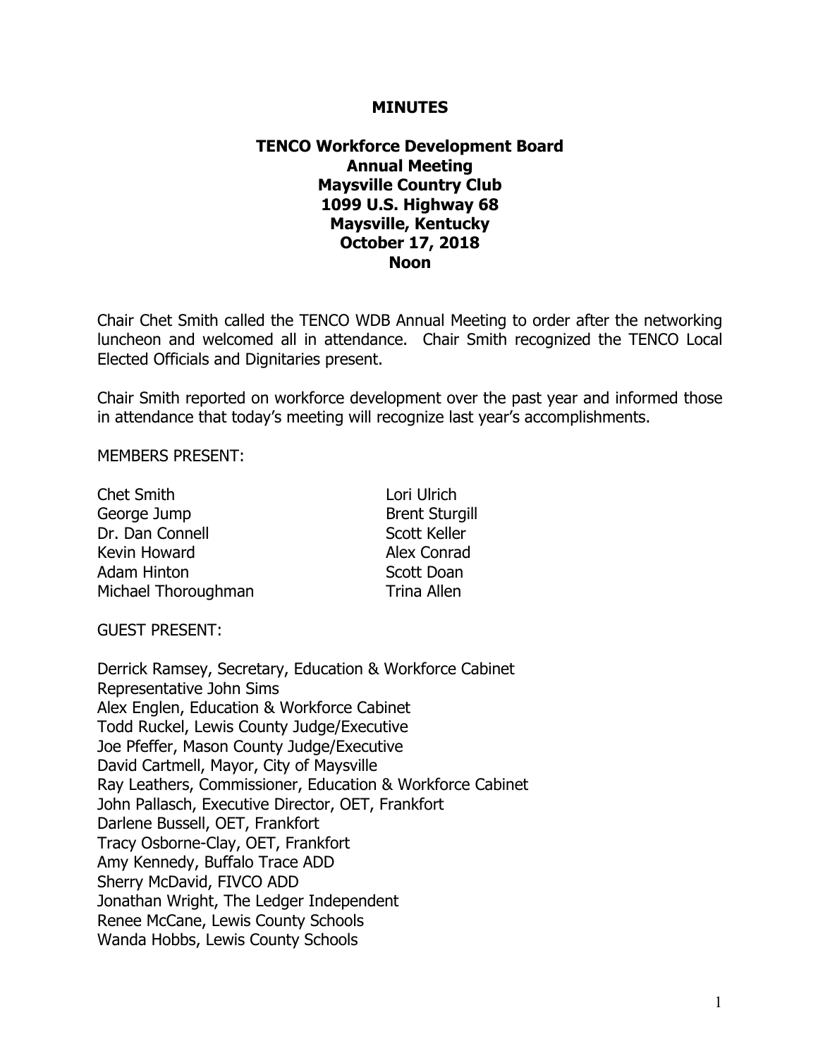**MINUTES**

**TENCO Workforce Development Board**
**Annual Meeting**
**Maysville Country Club**
**1099 U.S. Highway 68**
**Maysville, Kentucky**
**October 17, 2018**
**Noon**

Chair Chet Smith called the TENCO WDB Annual Meeting to order after the networking luncheon and welcomed all in attendance. Chair Smith recognized the TENCO Local Elected Officials and Dignitaries present.

Chair Smith reported on workforce development over the past year and informed those in attendance that today's meeting will recognize last year's accomplishments.

MEMBERS PRESENT:

Chet Smith
George Jump
Dr. Dan Connell
Kevin Howard
Adam Hinton
Michael Thoroughman
Lori Ulrich
Brent Sturgill
Scott Keller
Alex Conrad
Scott Doan
Trina Allen

GUEST PRESENT:

Derrick Ramsey, Secretary, Education & Workforce Cabinet
Representative John Sims
Alex Englen, Education & Workforce Cabinet
Todd Ruckel, Lewis County Judge/Executive
Joe Pfeffer, Mason County Judge/Executive
David Cartmell, Mayor, City of Maysville
Ray Leathers, Commissioner, Education & Workforce Cabinet
John Pallasch, Executive Director, OET, Frankfort
Darlene Bussell, OET, Frankfort
Tracy Osborne-Clay, OET, Frankfort
Amy Kennedy, Buffalo Trace ADD
Sherry McDavid, FIVCO ADD
Jonathan Wright, The Ledger Independent
Renee McCane, Lewis County Schools
Wanda Hobbs, Lewis County Schools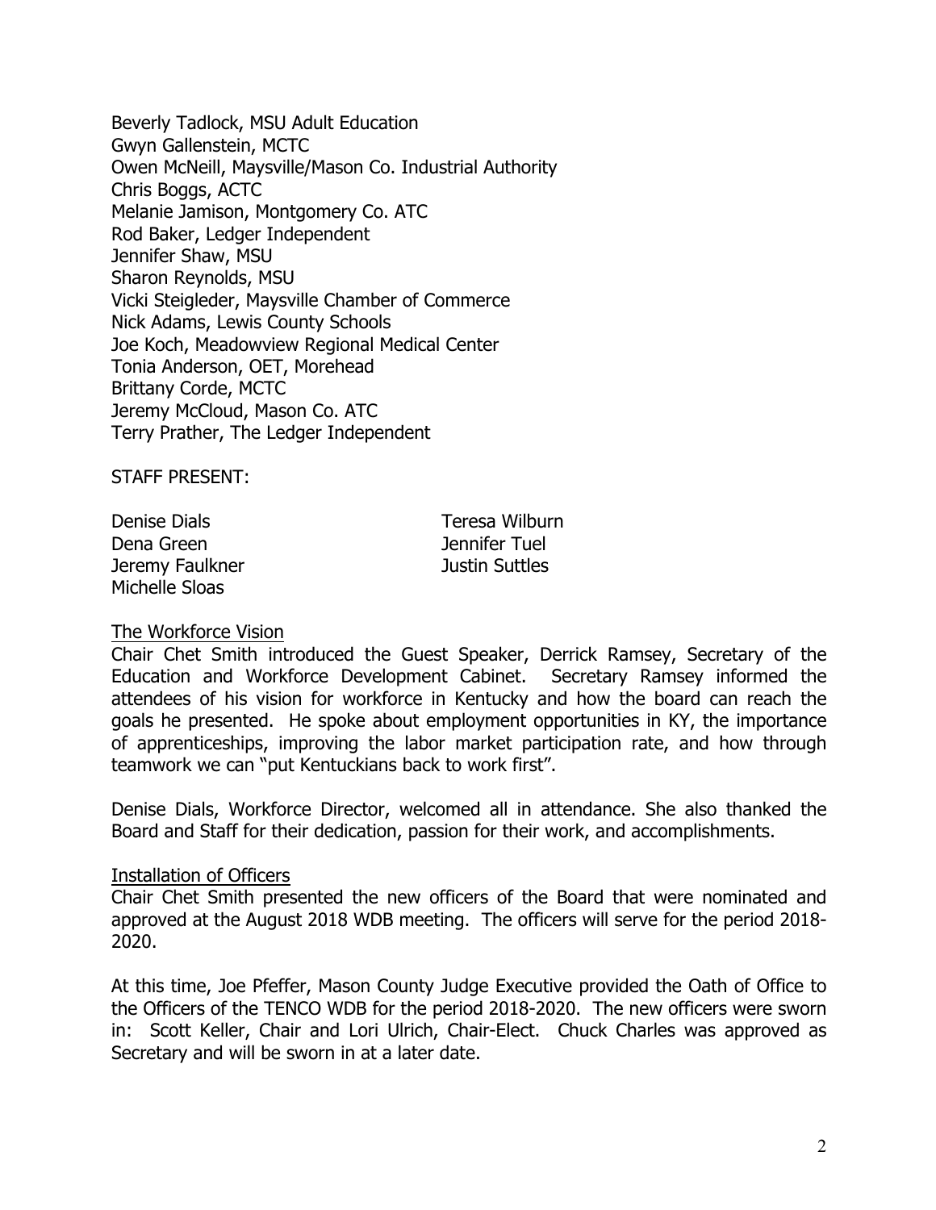Beverly Tadlock, MSU Adult Education
Gwyn Gallenstein, MCTC
Owen McNeill, Maysville/Mason Co. Industrial Authority
Chris Boggs, ACTC
Melanie Jamison, Montgomery Co. ATC
Rod Baker, Ledger Independent
Jennifer Shaw, MSU
Sharon Reynolds, MSU
Vicki Steigleder, Maysville Chamber of Commerce
Nick Adams, Lewis County Schools
Joe Koch, Meadowview Regional Medical Center
Tonia Anderson, OET, Morehead
Brittany Corde, MCTC
Jeremy McCloud, Mason Co. ATC
Terry Prather, The Ledger Independent

STAFF PRESENT:

Denise Dials
Dena Green
Jeremy Faulkner
Michelle Sloas
Teresa Wilburn
Jennifer Tuel
Justin Suttles

The Workforce Vision

Chair Chet Smith introduced the Guest Speaker, Derrick Ramsey, Secretary of the Education and Workforce Development Cabinet. Secretary Ramsey informed the attendees of his vision for workforce in Kentucky and how the board can reach the goals he presented. He spoke about employment opportunities in KY, the importance of apprenticeships, improving the labor market participation rate, and how through teamwork we can "put Kentuckians back to work first".

Denise Dials, Workforce Director, welcomed all in attendance. She also thanked the Board and Staff for their dedication, passion for their work, and accomplishments.

Installation of Officers

Chair Chet Smith presented the new officers of the Board that were nominated and approved at the August 2018 WDB meeting. The officers will serve for the period 2018-2020.

At this time, Joe Pfeffer, Mason County Judge Executive provided the Oath of Office to the Officers of the TENCO WDB for the period 2018-2020. The new officers were sworn in: Scott Keller, Chair and Lori Ulrich, Chair-Elect. Chuck Charles was approved as Secretary and will be sworn in at a later date.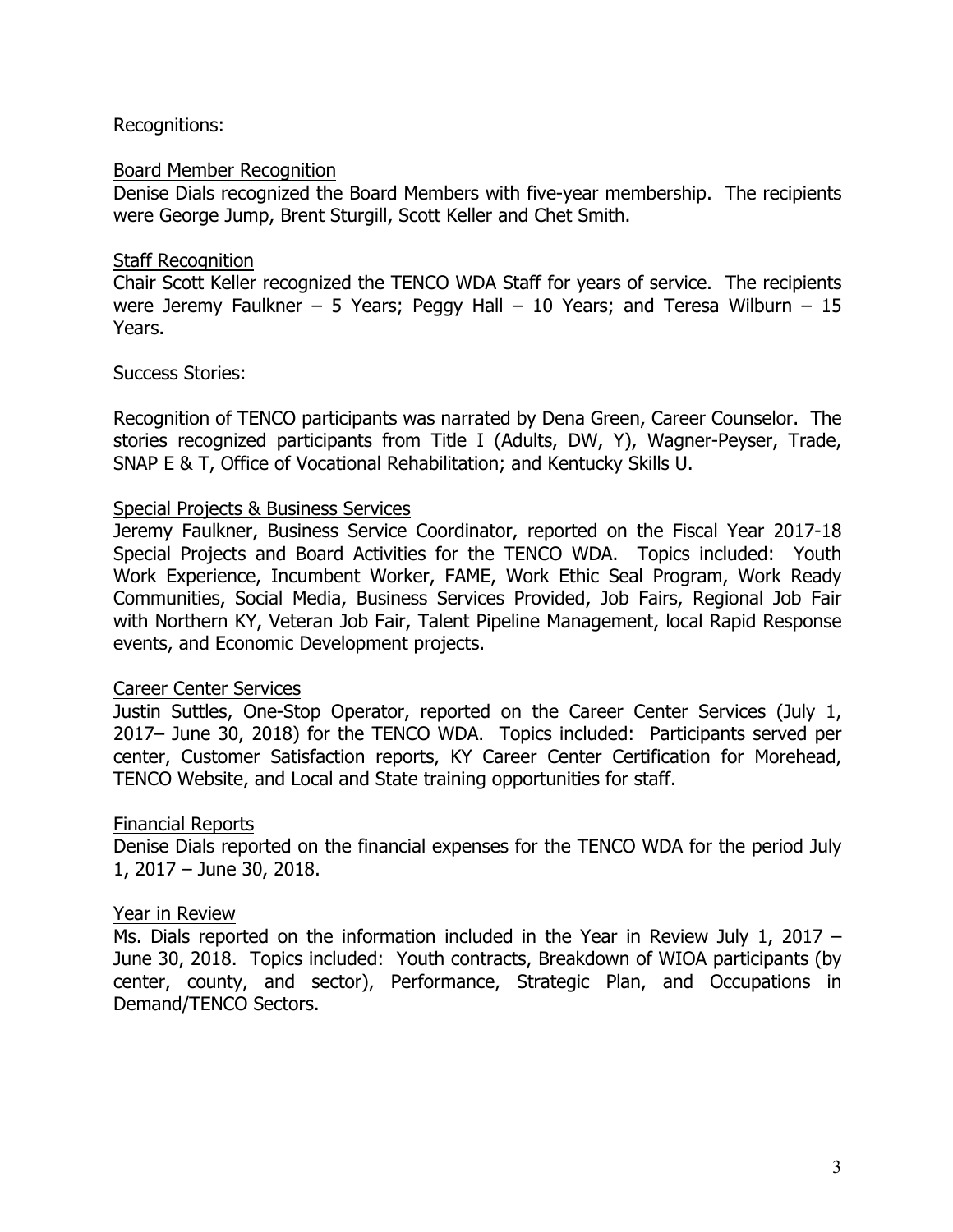Recognitions:

<u>Board Member Recognition</u>
Denise Dials recognized the Board Members with five-year membership. The recipients were George Jump, Brent Sturgill, Scott Keller and Chet Smith.

<u>Staff Recognition</u>
Chair Scott Keller recognized the TENCO WDA Staff for years of service. The recipients were Jeremy Faulkner – 5 Years; Peggy Hall – 10 Years; and Teresa Wilburn – 15 Years.

Success Stories:

Recognition of TENCO participants was narrated by Dena Green, Career Counselor. The stories recognized participants from Title I (Adults, DW, Y), Wagner-Peyser, Trade, SNAP E & T, Office of Vocational Rehabilitation; and Kentucky Skills U.

<u>Special Projects & Business Services</u>
Jeremy Faulkner, Business Service Coordinator, reported on the Fiscal Year 2017-18 Special Projects and Board Activities for the TENCO WDA. Topics included: Youth Work Experience, Incumbent Worker, FAME, Work Ethic Seal Program, Work Ready Communities, Social Media, Business Services Provided, Job Fairs, Regional Job Fair with Northern KY, Veteran Job Fair, Talent Pipeline Management, local Rapid Response events, and Economic Development projects.

<u>Career Center Services</u>
Justin Suttles, One-Stop Operator, reported on the Career Center Services (July 1, 2017– June 30, 2018) for the TENCO WDA. Topics included: Participants served per center, Customer Satisfaction reports, KY Career Center Certification for Morehead, TENCO Website, and Local and State training opportunities for staff.

<u>Financial Reports</u>
Denise Dials reported on the financial expenses for the TENCO WDA for the period July 1, 2017 – June 30, 2018.

<u>Year in Review</u>
Ms. Dials reported on the information included in the Year in Review July 1, 2017 – June 30, 2018. Topics included: Youth contracts, Breakdown of WIOA participants (by center, county, and sector), Performance, Strategic Plan, and Occupations in Demand/TENCO Sectors.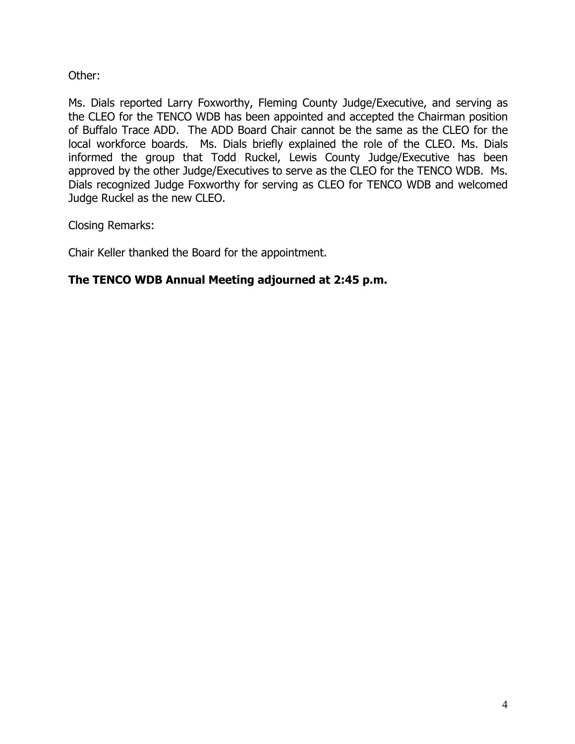Other:

Ms. Dials reported Larry Foxworthy, Fleming County Judge/Executive, and serving as the CLEO for the TENCO WDB has been appointed and accepted the Chairman position of Buffalo Trace ADD. The ADD Board Chair cannot be the same as the CLEO for the local workforce boards. Ms. Dials briefly explained the role of the CLEO. Ms. Dials informed the group that Todd Ruckel, Lewis County Judge/Executive has been approved by the other Judge/Executives to serve as the CLEO for the TENCO WDB. Ms. Dials recognized Judge Foxworthy for serving as CLEO for TENCO WDB and welcomed Judge Ruckel as the new CLEO.

Closing Remarks:

Chair Keller thanked the Board for the appointment.

**The TENCO WDB Annual Meeting adjourned at 2:45 p.m.**